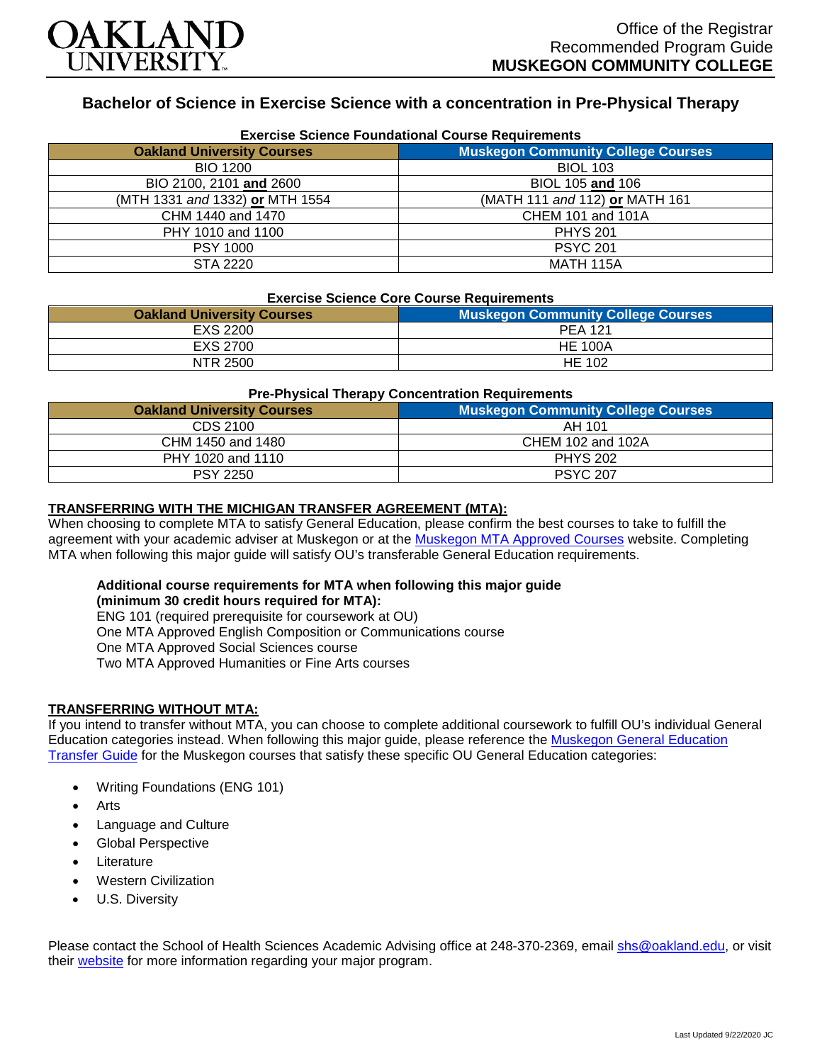Office of the Registrar
Recommended Program Guide
**MUSKEGON COMMUNITY COLLEGE**

# Bachelor of Science in Exercise Science with a concentration in Pre-Physical Therapy

### Exercise Science Foundational Course Requirements

| Oakland University Courses | Muskegon Community College Courses |
|---|---|
| BIO 1200 | BIOL 103 |
| BIO 2100, 2101 **and** 2600 | BIOL 105 **and** 106 |
| (MTH 1331 *and* 1332) **or** MTH 1554 | (MATH 111 *and* 112) **or** MATH 161 |
| CHM 1440 and 1470 | CHEM 101 and 101A |
| PHY 1010 and 1100 | PHYS 201 |
| PSY 1000 | PSYC 201 |
| STA 2220 | MATH 115A |

### Exercise Science Core Course Requirements

| Oakland University Courses | Muskegon Community College Courses |
|---|---|
| EXS 2200 | PEA 121 |
| EXS 2700 | HE 100A |
| NTR 2500 | HE 102 |

### Pre-Physical Therapy Concentration Requirements

| Oakland University Courses | Muskegon Community College Courses |
|---|---|
| CDS 2100 | AH 101 |
| CHM 1450 and 1480 | CHEM 102 and 102A |
| PHY 1020 and 1110 | PHYS 202 |
| PSY 2250 | PSYC 207 |

**TRANSFERRING WITH THE MICHIGAN TRANSFER AGREEMENT (MTA):**
When choosing to complete MTA to satisfy General Education, please confirm the best courses to take to fulfill the agreement with your academic adviser at Muskegon or at the Muskegon MTA Approved Courses website. Completing MTA when following this major guide will satisfy OU's transferable General Education requirements.

**Additional course requirements for MTA when following this major guide (minimum 30 credit hours required for MTA):**
ENG 101 (required prerequisite for coursework at OU)
One MTA Approved English Composition or Communications course
One MTA Approved Social Sciences course
Two MTA Approved Humanities or Fine Arts courses

**TRANSFERRING WITHOUT MTA:**
If you intend to transfer without MTA, you can choose to complete additional coursework to fulfill OU's individual General Education categories instead. When following this major guide, please reference the Muskegon General Education Transfer Guide for the Muskegon courses that satisfy these specific OU General Education categories:

- Writing Foundations (ENG 101)
- Arts
- Language and Culture
- Global Perspective
- Literature
- Western Civilization
- U.S. Diversity

Please contact the School of Health Sciences Academic Advising office at 248-370-2369, email shs@oakland.edu, or visit their website for more information regarding your major program.

Last Updated 9/22/2020 JC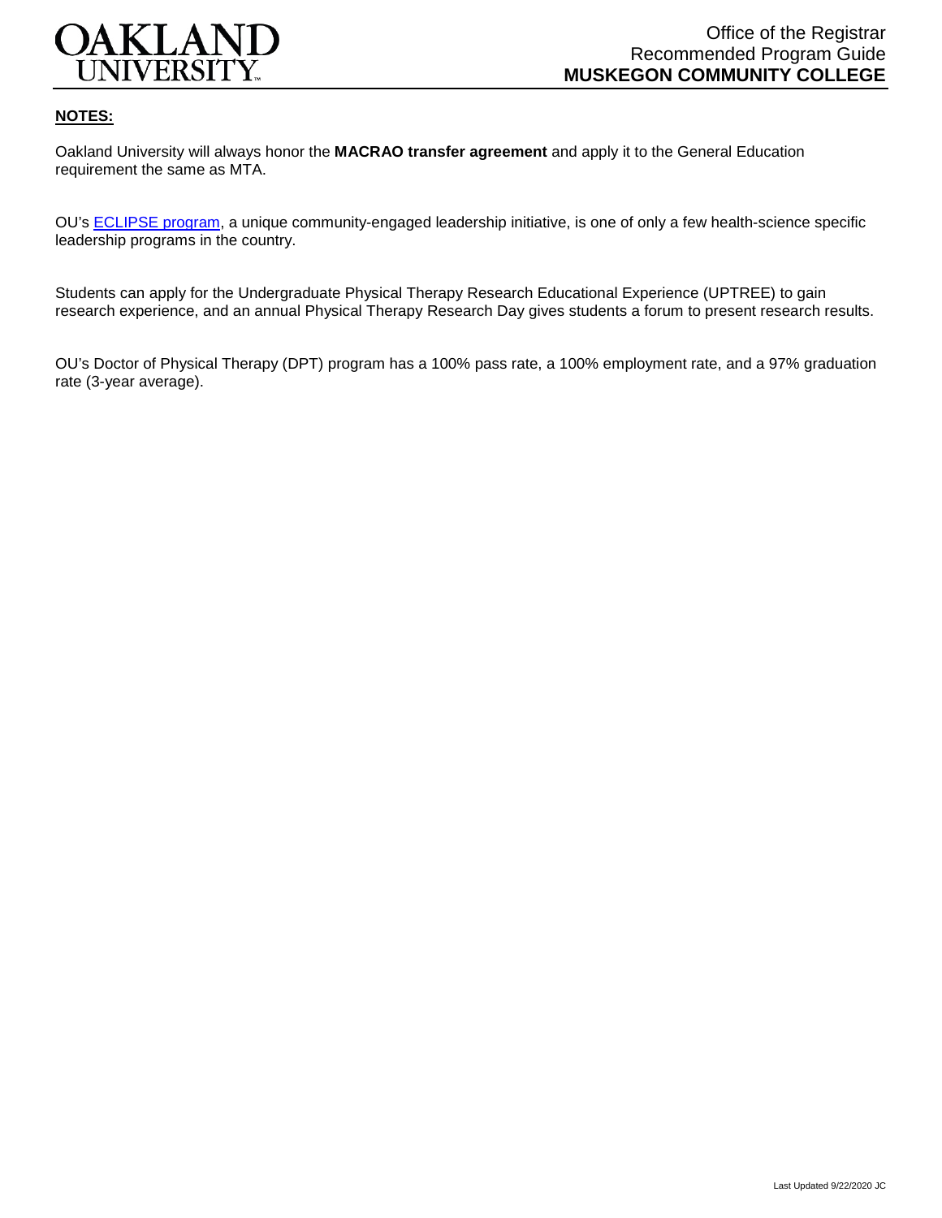**NOTES:**

Oakland University will always honor the **MACRAO transfer agreement** and apply it to the General Education requirement the same as MTA.

OU's ECLIPSE program, a unique community-engaged leadership initiative, is one of only a few health-science specific leadership programs in the country.

Students can apply for the Undergraduate Physical Therapy Research Educational Experience (UPTREE) to gain research experience, and an annual Physical Therapy Research Day gives students a forum to present research results.

OU's Doctor of Physical Therapy (DPT) program has a 100% pass rate, a 100% employment rate, and a 97% graduation rate (3-year average).

Last Updated 9/22/2020 JC